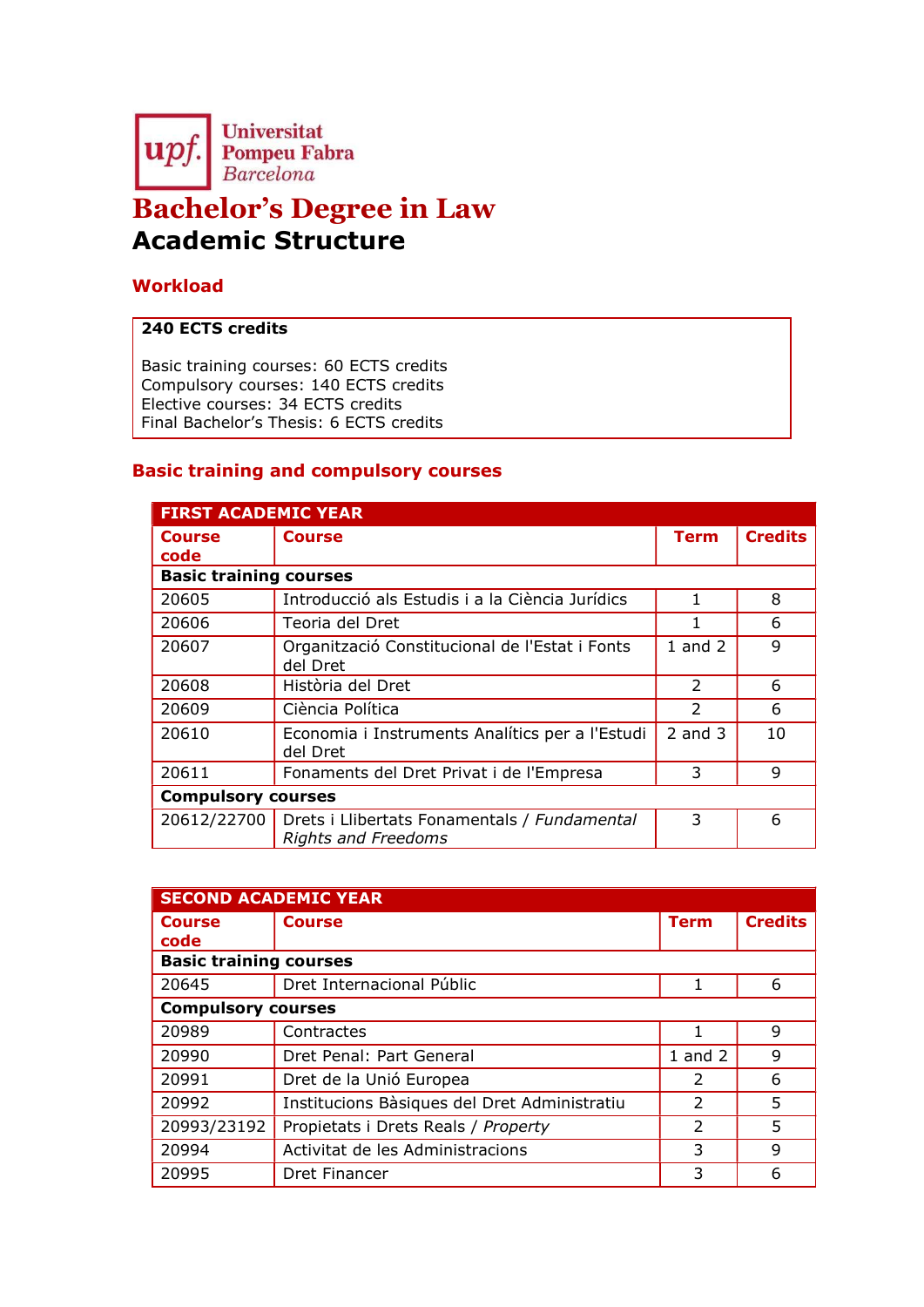Universitat Pompeu Fabra Barcelona

# Bachelor's Degree in Law

## Academic Structure

### Workload

**240 ECTS credits**

Basic training courses: 60 ECTS credits
Compulsory courses: 140 ECTS credits
Elective courses: 34 ECTS credits
Final Bachelor's Thesis: 6 ECTS credits

### Basic training and compulsory courses

| FIRST ACADEMIC YEAR | | | |
|---|---|---|---|
| **Course code** | **Course** | **Term** | **Credits** |
| **Basic training courses** | | | |
| 20605 | Introducció als Estudis i a la Ciència Jurídics | 1 | 8 |
| 20606 | Teoria del Dret | 1 | 6 |
| 20607 | Organització Constitucional de l'Estat i Fonts del Dret | 1 and 2 | 9 |
| 20608 | Història del Dret | 2 | 6 |
| 20609 | Ciència Política | 2 | 6 |
| 20610 | Economia i Instruments Analítics per a l'Estudi del Dret | 2 and 3 | 10 |
| 20611 | Fonaments del Dret Privat i de l'Empresa | 3 | 9 |
| **Compulsory courses** | | | |
| 20612/22700 | Drets i Llibertats Fonamentals / *Fundamental Rights and Freedoms* | 3 | 6 |

| SECOND ACADEMIC YEAR | | | |
|---|---|---|---|
| **Course code** | **Course** | **Term** | **Credits** |
| **Basic training courses** | | | |
| 20645 | Dret Internacional Públic | 1 | 6 |
| **Compulsory courses** | | | |
| 20989 | Contractes | 1 | 9 |
| 20990 | Dret Penal: Part General | 1 and 2 | 9 |
| 20991 | Dret de la Unió Europea | 2 | 6 |
| 20992 | Institucions Bàsiques del Dret Administratiu | 2 | 5 |
| 20993/23192 | Propietats i Drets Reals / *Property* | 2 | 5 |
| 20994 | Activitat de les Administracions | 3 | 9 |
| 20995 | Dret Financer | 3 | 6 |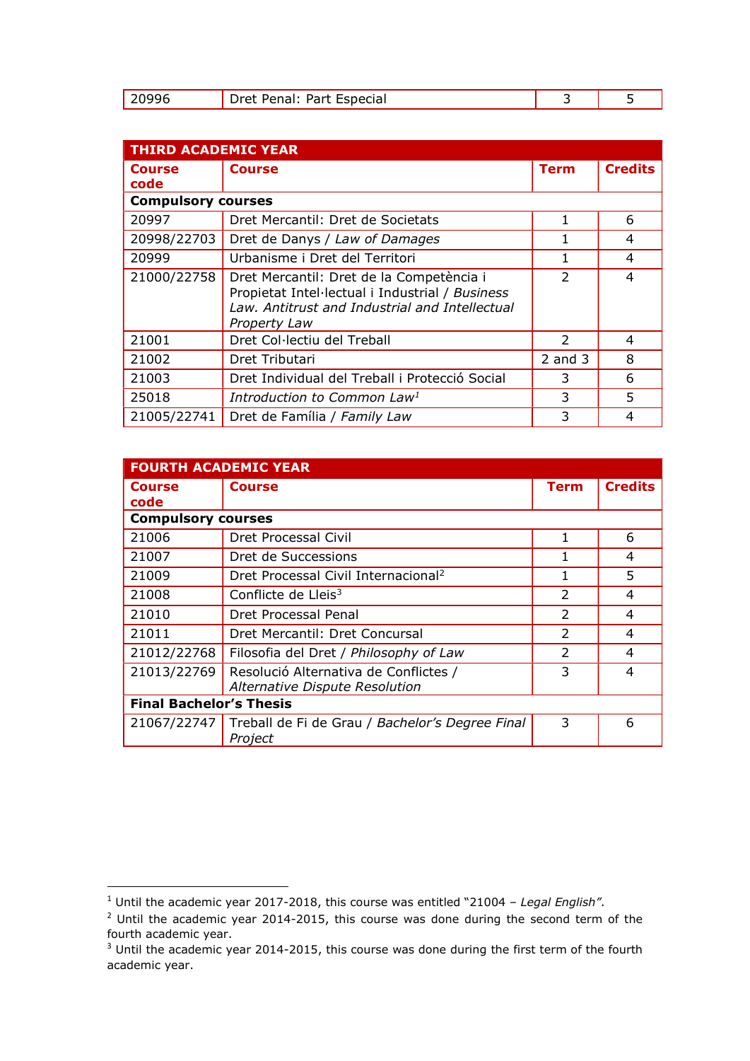| | | | |
|---|---|---|---|
| 20996 | Dret Penal: Part Especial | 3 | 5 |

| THIRD ACADEMIC YEAR | | | |
|---|---|---|---|
| **Course code** | **Course** | **Term** | **Credits** |
| **Compulsory courses** | | | |
| 20997 | Dret Mercantil: Dret de Societats | 1 | 6 |
| 20998/22703 | Dret de Danys / *Law of Damages* | 1 | 4 |
| 20999 | Urbanisme i Dret del Territori | 1 | 4 |
| 21000/22758 | Dret Mercantil: Dret de la Competència i Propietat Intel·lectual i Industrial / *Business Law. Antitrust and Industrial and Intellectual Property Law* | 2 | 4 |
| 21001 | Dret Col·lectiu del Treball | 2 | 4 |
| 21002 | Dret Tributari | 2 and 3 | 8 |
| 21003 | Dret Individual del Treball i Protecció Social | 3 | 6 |
| 25018 | *Introduction to Common Law*[1] | 3 | 5 |
| 21005/22741 | Dret de Família / *Family Law* | 3 | 4 |

| FOURTH ACADEMIC YEAR | | | |
|---|---|---|---|
| **Course code** | **Course** | **Term** | **Credits** |
| **Compulsory courses** | | | |
| 21006 | Dret Processal Civil | 1 | 6 |
| 21007 | Dret de Successions | 1 | 4 |
| 21009 | Dret Processal Civil Internacional[2] | 1 | 5 |
| 21008 | Conflicte de Lleis[3] | 2 | 4 |
| 21010 | Dret Processal Penal | 2 | 4 |
| 21011 | Dret Mercantil: Dret Concursal | 2 | 4 |
| 21012/22768 | Filosofia del Dret / *Philosophy of Law* | 2 | 4 |
| 21013/22769 | Resolució Alternativa de Conflictes / *Alternative Dispute Resolution* | 3 | 4 |
| **Final Bachelor's Thesis** | | | |
| 21067/22747 | Treball de Fi de Grau / *Bachelor's Degree Final Project* | 3 | 6 |

[1] Until the academic year 2017-2018, this course was entitled "21004 – *Legal English*".

[2] Until the academic year 2014-2015, this course was done during the second term of the fourth academic year.

[3] Until the academic year 2014-2015, this course was done during the first term of the fourth academic year.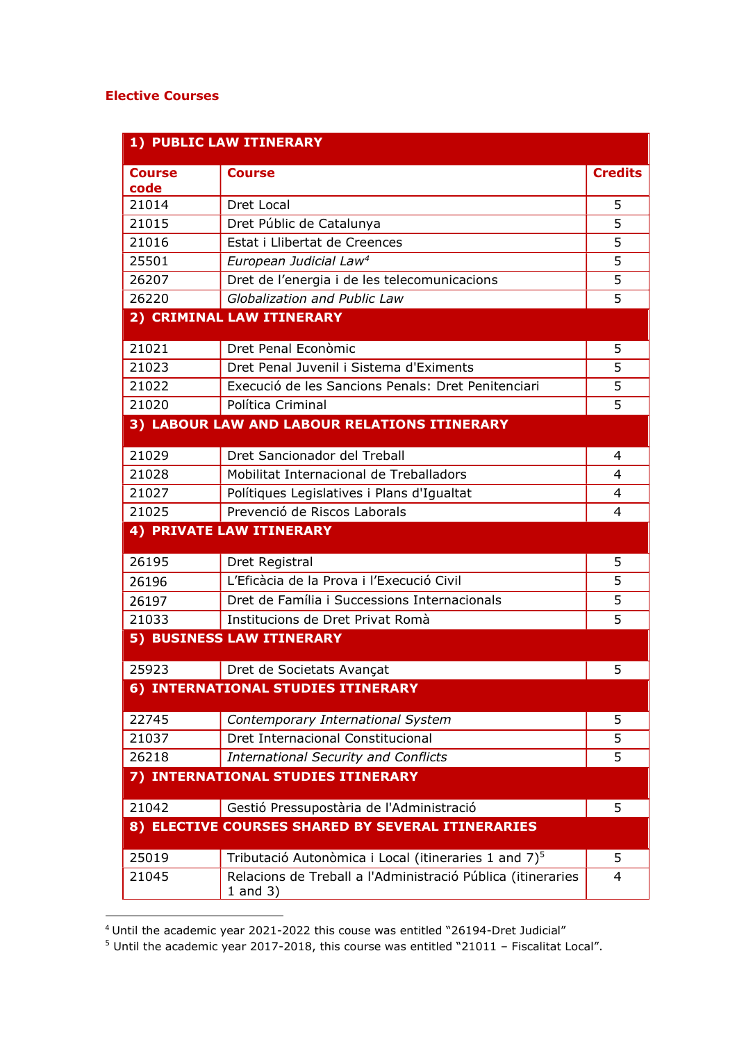## Elective Courses

| Course code | Course | Credits |
|---|---|---|
| **1) PUBLIC LAW ITINERARY** | | |
| 21014 | Dret Local | 5 |
| 21015 | Dret Públic de Catalunya | 5 |
| 21016 | Estat i Llibertat de Creences | 5 |
| 25501 | *European Judicial Law*[4] | 5 |
| 26207 | Dret de l'energia i de les telecomunicacions | 5 |
| 26220 | *Globalization and Public Law* | 5 |
| **2) CRIMINAL LAW ITINERARY** | | |
| 21021 | Dret Penal Econòmic | 5 |
| 21023 | Dret Penal Juvenil i Sistema d'Eximents | 5 |
| 21022 | Execució de les Sancions Penals: Dret Penitenciari | 5 |
| 21020 | Política Criminal | 5 |
| **3) LABOUR LAW AND LABOUR RELATIONS ITINERARY** | | |
| 21029 | Dret Sancionador del Treball | 4 |
| 21028 | Mobilitat Internacional de Treballadors | 4 |
| 21027 | Polítiques Legislatives i Plans d'Igualtat | 4 |
| 21025 | Prevenció de Riscos Laborals | 4 |
| **4) PRIVATE LAW ITINERARY** | | |
| 26195 | Dret Registral | 5 |
| 26196 | L'Eficàcia de la Prova i l'Execució Civil | 5 |
| 26197 | Dret de Família i Successions Internacionals | 5 |
| 21033 | Institucions de Dret Privat Romà | 5 |
| **5) BUSINESS LAW ITINERARY** | | |
| 25923 | Dret de Societats Avançat | 5 |
| **6) INTERNATIONAL STUDIES ITINERARY** | | |
| 22745 | *Contemporary International System* | 5 |
| 21037 | Dret Internacional Constitucional | 5 |
| 26218 | *International Security and Conflicts* | 5 |
| **7) INTERNATIONAL STUDIES ITINERARY** | | |
| 21042 | Gestió Pressupostària de l'Administració | 5 |
| **8) ELECTIVE COURSES SHARED BY SEVERAL ITINERARIES** | | |
| 25019 | Tributació Autonòmica i Local (itineraries 1 and 7)[5] | 5 |
| 21045 | Relacions de Treball a l'Administració Pública (itineraries 1 and 3) | 4 |

---

[4] Until the academic year 2021-2022 this couse was entitled "26194-Dret Judicial"

[5] Until the academic year 2017-2018, this course was entitled "21011 – Fiscalitat Local".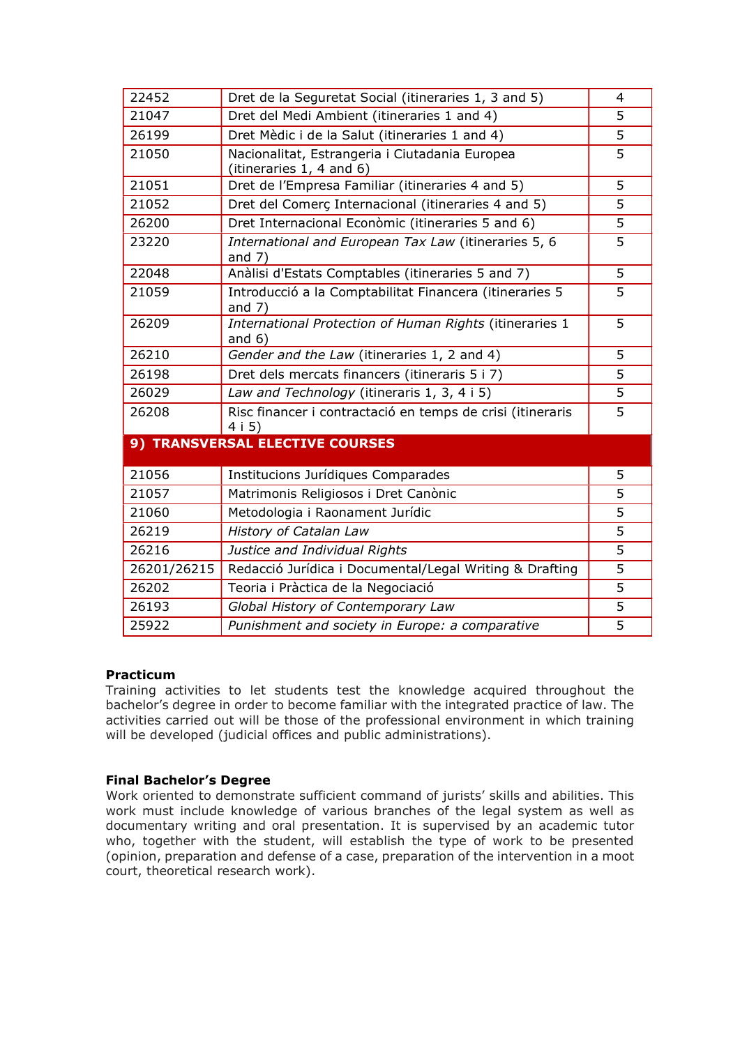| | | |
|---|---|---|
| 22452 | Dret de la Seguretat Social (itineraries 1, 3 and 5) | 4 |
| 21047 | Dret del Medi Ambient (itineraries 1 and 4) | 5 |
| 26199 | Dret Mèdic i de la Salut (itineraries 1 and 4) | 5 |
| 21050 | Nacionalitat, Estrangeria i Ciutadania Europea (itineraries 1, 4 and 6) | 5 |
| 21051 | Dret de l'Empresa Familiar (itineraries 4 and 5) | 5 |
| 21052 | Dret del Comerç Internacional (itineraries 4 and 5) | 5 |
| 26200 | Dret Internacional Econòmic (itineraries 5 and 6) | 5 |
| 23220 | *International and European Tax Law* (itineraries 5, 6 and 7) | 5 |
| 22048 | Anàlisi d'Estats Comptables (itineraries 5 and 7) | 5 |
| 21059 | Introducció a la Comptabilitat Financera (itineraries 5 and 7) | 5 |
| 26209 | *International Protection of Human Rights* (itineraries 1 and 6) | 5 |
| 26210 | *Gender and the Law* (itineraries 1, 2 and 4) | 5 |
| 26198 | Dret dels mercats financers (itineraris 5 i 7) | 5 |
| 26029 | *Law and Technology* (itineraris 1, 3, 4 i 5) | 5 |
| 26208 | Risc financer i contractació en temps de crisi (itineraris 4 i 5) | 5 |
| **9) TRANSVERSAL ELECTIVE COURSES** | | |
| 21056 | Institucions Jurídiques Comparades | 5 |
| 21057 | Matrimonis Religiosos i Dret Canònic | 5 |
| 21060 | Metodologia i Raonament Jurídic | 5 |
| 26219 | *History of Catalan Law* | 5 |
| 26216 | *Justice and Individual Rights* | 5 |
| 26201/26215 | Redacció Jurídica i Documental/Legal Writing & Drafting | 5 |
| 26202 | Teoria i Pràctica de la Negociació | 5 |
| 26193 | *Global History of Contemporary Law* | 5 |
| 25922 | *Punishment and society in Europe: a comparative* | 5 |

**Practicum**

Training activities to let students test the knowledge acquired throughout the bachelor's degree in order to become familiar with the integrated practice of law. The activities carried out will be those of the professional environment in which training will be developed (judicial offices and public administrations).

**Final Bachelor's Degree**

Work oriented to demonstrate sufficient command of jurists' skills and abilities. This work must include knowledge of various branches of the legal system as well as documentary writing and oral presentation. It is supervised by an academic tutor who, together with the student, will establish the type of work to be presented (opinion, preparation and defense of a case, preparation of the intervention in a moot court, theoretical research work).